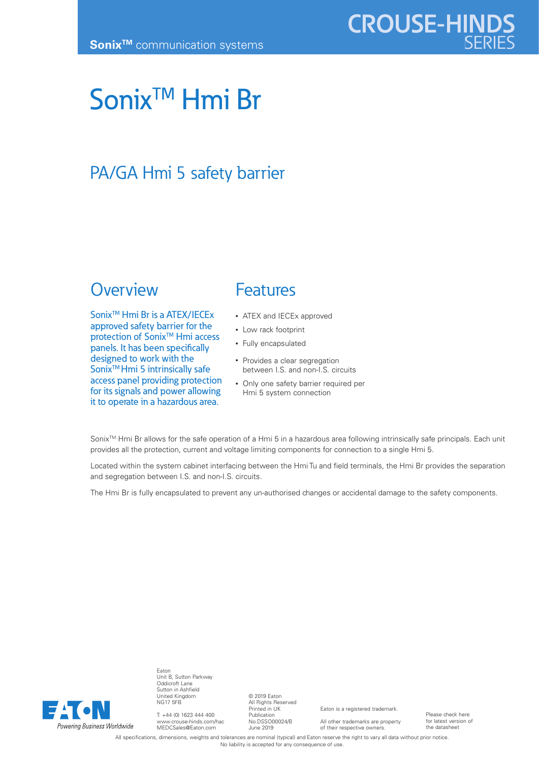Sonix™ communication systems

CROUSE-HINDS SERIES

# Sonix™ Hmi Br

## PA/GA Hmi 5 safety barrier

## Overview

Sonix™ Hmi Br is a ATEX/IECEx approved safety barrier for the protection of Sonix™ Hmi access panels. It has been specifically designed to work with the Sonix™ Hmi 5 intrinsically safe access panel providing protection for its signals and power allowing it to operate in a hazardous area.

## Features

- ATEX and IECEx approved
- Low rack footprint
- Fully encapsulated
- Provides a clear segregation between I.S. and non-I.S. circuits
- Only one safety barrier required per Hmi 5 system connection

Sonix™ Hmi Br allows for the safe operation of a Hmi 5 in a hazardous area following intrinsically safe principals. Each unit provides all the protection, current and voltage limiting components for connection to a single Hmi 5.

Located within the system cabinet interfacing between the Hmi Tu and field terminals, the Hmi Br provides the separation and segregation between I.S. and non-I.S. circuits.

The Hmi Br is fully encapsulated to prevent any un-authorised changes or accidental damage to the safety components.

EATON
*Powering Business Worldwide*

Eaton
Unit B, Sutton Parkway
Oddicroft Lane
Sutton in Ashfield
United Kingdom
NG17 5FB

T: +44 (0) 1623 444 400
www.crouse-hinds.com/hac
MEDCSales@Eaton.com

© 2019 Eaton
All Rights Reserved
Printed in UK
Publication
No.DSSO00024/B
June 2019

Eaton is a registered trademark.

All other trademarks are property of their respective owners.

Please check here for latest version of the datasheet

All specifications, dimensions, weights and tolerances are nominal (typical) and Eaton reserve the right to vary all data without prior notice. No liability is accepted for any consequence of use.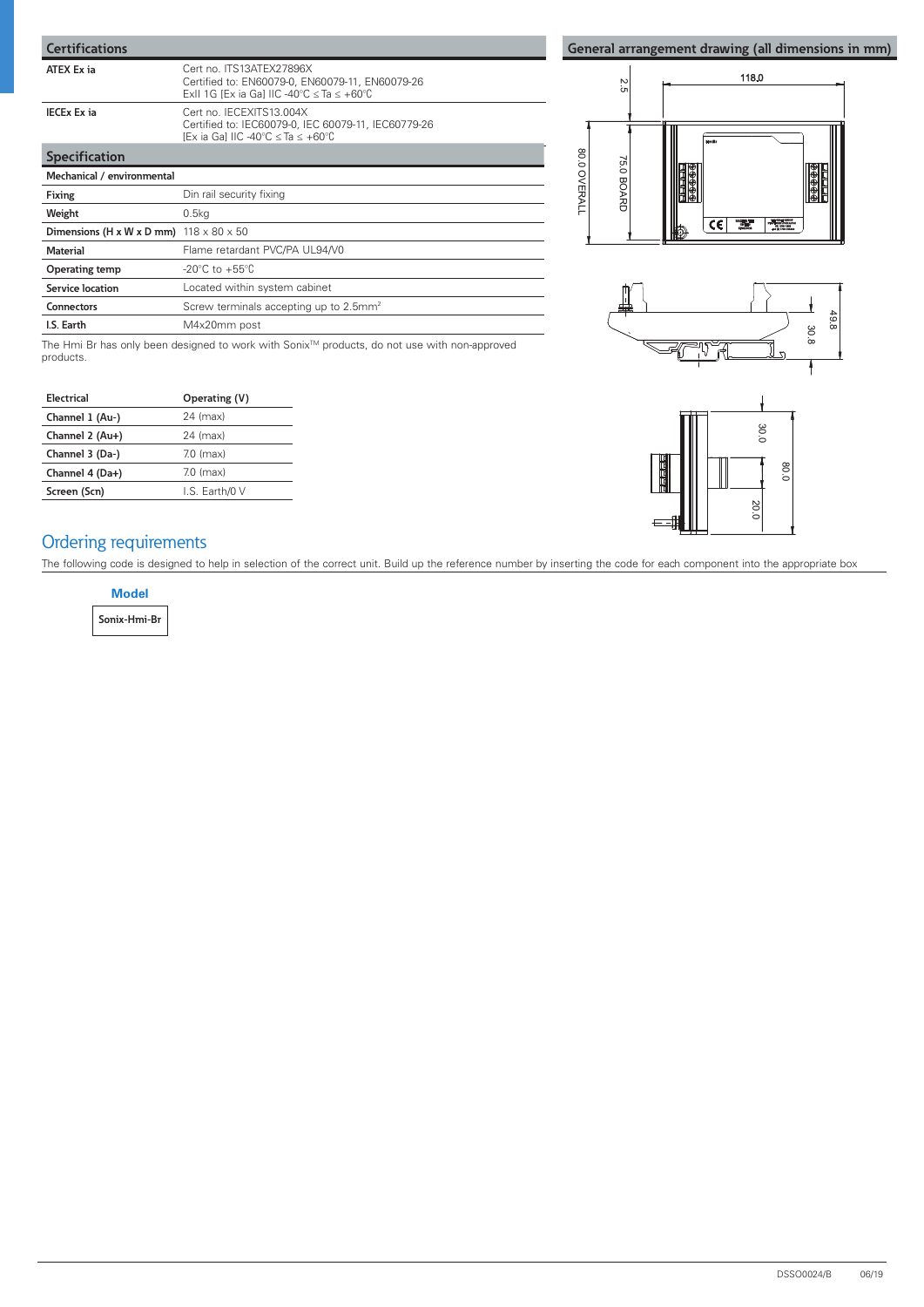## Certifications

| | |
|---|---|
| **ATEX Ex ia** | Cert no. ITS13ATEX27896X<br>Certified to: EN60079-0, EN60079-11, EN60079-26<br>ExII 1G [Ex ia Ga] IIC -40°C ≤ Ta ≤ +60°C |
| **IECEx Ex ia** | Cert no. IECEXITS13.004X<br>Certified to: IEC60079-0, IEC 60079-11, IEC60779-26<br>[Ex ia Ga] IIC -40°C ≤ Ta ≤ +60°C |

## Specification

| **Mechanical / environmental** | |
|---|---|
| **Fixing** | Din rail security fixing |
| **Weight** | 0.5kg |
| **Dimensions (H x W x D mm)** | 118 x 80 x 50 |
| **Material** | Flame retardant PVC/PA UL94/V0 |
| **Operating temp** | -20°C to +55°C |
| **Service location** | Located within system cabinet |
| **Connectors** | Screw terminals accepting up to 2.5mm² |
| **I.S. Earth** | M4x20mm post |

The Hmi Br has only been designed to work with Sonix™ products, do not use with non-approved products.

| Electrical | Operating (V) |
|---|---|
| Channel 1 (Au-) | 24 (max) |
| Channel 2 (Au+) | 24 (max) |
| Channel 3 (Da-) | 7.0 (max) |
| Channel 4 (Da+) | 7.0 (max) |
| Screen (Scn) | I.S. Earth/0 V |

## General arrangement drawing (all dimensions in mm)

118.0
2.5
80.0 OVERALL
75.0 BOARD
49.8
30.8
30.0
80.0
20.0

# Ordering requirements

The following code is designed to help in selection of the correct unit. Build up the reference number by inserting the code for each component into the appropriate box

**Model**

Sonix-Hmi-Br